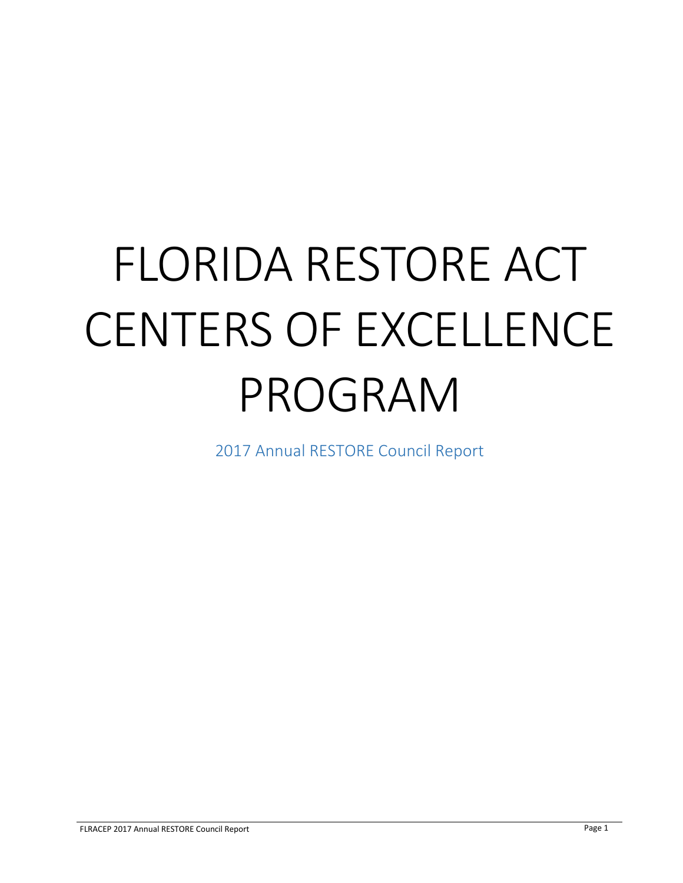# FLORIDA RESTORE ACT CENTERS OF EXCELLENCE PROGRAM

2017 Annual RESTORE Council Report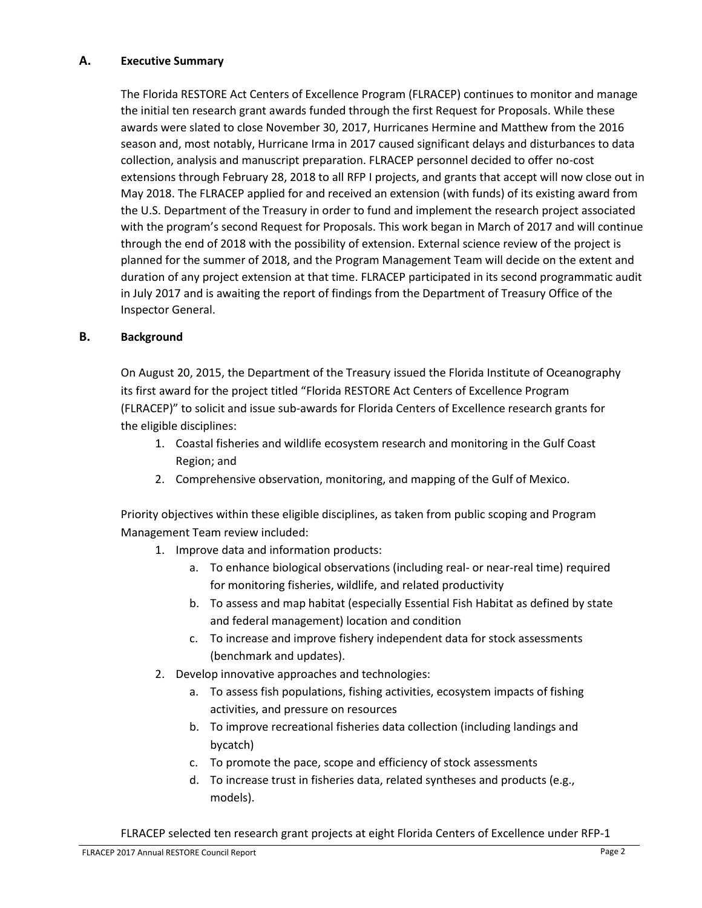## A. Executive Summary

The Florida RESTORE Act Centers of Excellence Program (FLRACEP) continues to monitor and manage the initial ten research grant awards funded through the first Request for Proposals. While these awards were slated to close November 30, 2017, Hurricanes Hermine and Matthew from the 2016 season and, most notably, Hurricane Irma in 2017 caused significant delays and disturbances to data collection, analysis and manuscript preparation. FLRACEP personnel decided to offer no-cost extensions through February 28, 2018 to all RFP I projects, and grants that accept will now close out in May 2018. The FLRACEP applied for and received an extension (with funds) of its existing award from the U.S. Department of the Treasury in order to fund and implement the research project associated with the program's second Request for Proposals. This work began in March of 2017 and will continue through the end of 2018 with the possibility of extension. External science review of the project is planned for the summer of 2018, and the Program Management Team will decide on the extent and duration of any project extension at that time. FLRACEP participated in its second programmatic audit in July 2017 and is awaiting the report of findings from the Department of Treasury Office of the Inspector General.

## B. Background

On August 20, 2015, the Department of the Treasury issued the Florida Institute of Oceanography its first award for the project titled "Florida RESTORE Act Centers of Excellence Program (FLRACEP)" to solicit and issue sub-awards for Florida Centers of Excellence research grants for the eligible disciplines:

1. Coastal fisheries and wildlife ecosystem research and monitoring in the Gulf Coast Region; and
2. Comprehensive observation, monitoring, and mapping of the Gulf of Mexico.

Priority objectives within these eligible disciplines, as taken from public scoping and Program Management Team review included:

1. Improve data and information products:
    a. To enhance biological observations (including real- or near-real time) required for monitoring fisheries, wildlife, and related productivity
    b. To assess and map habitat (especially Essential Fish Habitat as defined by state and federal management) location and condition
    c. To increase and improve fishery independent data for stock assessments (benchmark and updates).
2. Develop innovative approaches and technologies:
    a. To assess fish populations, fishing activities, ecosystem impacts of fishing activities, and pressure on resources
    b. To improve recreational fisheries data collection (including landings and bycatch)
    c. To promote the pace, scope and efficiency of stock assessments
    d. To increase trust in fisheries data, related syntheses and products (e.g., models).

FLRACEP selected ten research grant projects at eight Florida Centers of Excellence under RFP-1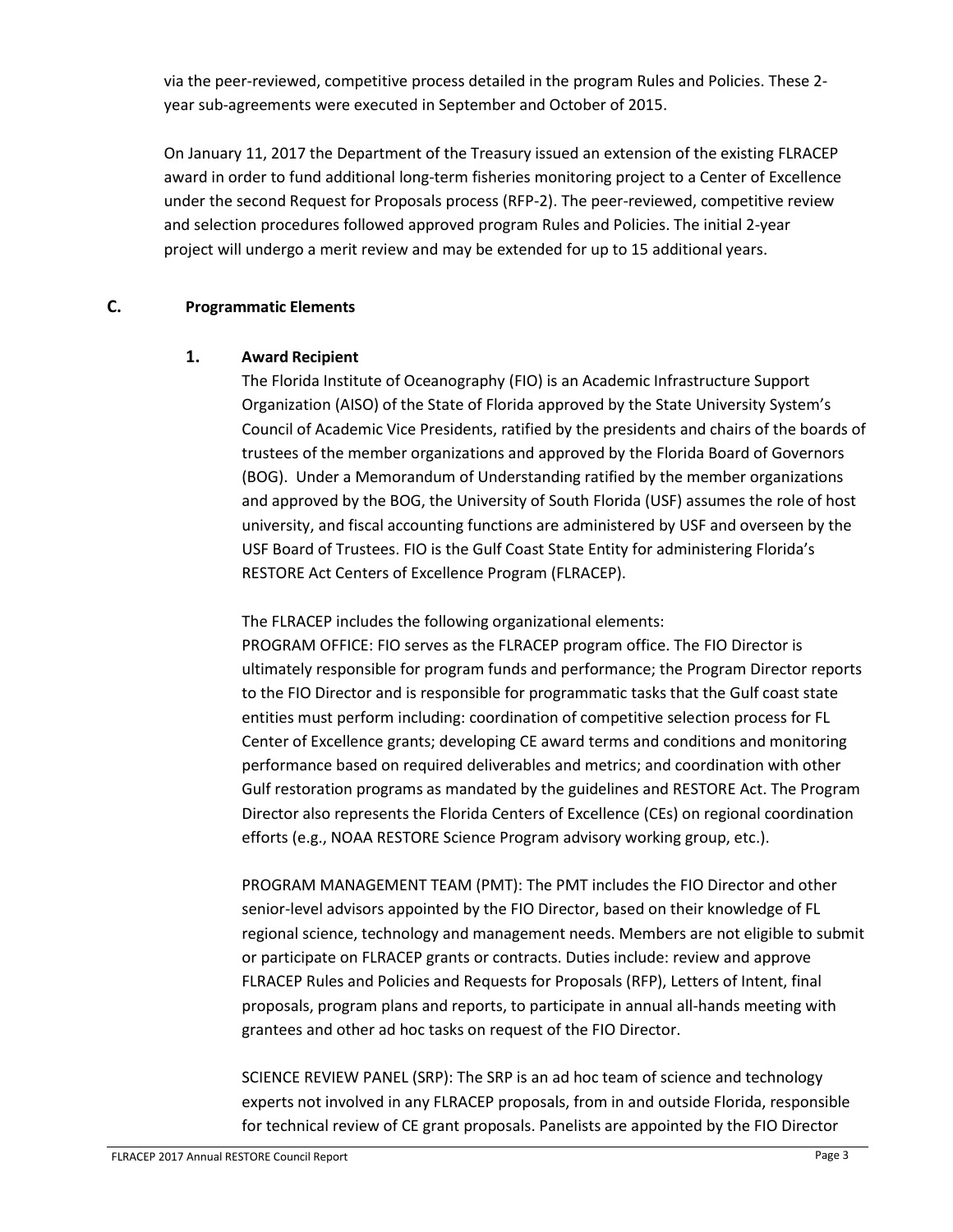via the peer-reviewed, competitive process detailed in the program Rules and Policies. These 2-year sub-agreements were executed in September and October of 2015.

On January 11, 2017 the Department of the Treasury issued an extension of the existing FLRACEP award in order to fund additional long-term fisheries monitoring project to a Center of Excellence under the second Request for Proposals process (RFP-2). The peer-reviewed, competitive review and selection procedures followed approved program Rules and Policies. The initial 2-year project will undergo a merit review and may be extended for up to 15 additional years.

## C. Programmatic Elements

### 1. Award Recipient

The Florida Institute of Oceanography (FIO) is an Academic Infrastructure Support Organization (AISO) of the State of Florida approved by the State University System's Council of Academic Vice Presidents, ratified by the presidents and chairs of the boards of trustees of the member organizations and approved by the Florida Board of Governors (BOG). Under a Memorandum of Understanding ratified by the member organizations and approved by the BOG, the University of South Florida (USF) assumes the role of host university, and fiscal accounting functions are administered by USF and overseen by the USF Board of Trustees. FIO is the Gulf Coast State Entity for administering Florida's RESTORE Act Centers of Excellence Program (FLRACEP).

The FLRACEP includes the following organizational elements:
PROGRAM OFFICE: FIO serves as the FLRACEP program office. The FIO Director is ultimately responsible for program funds and performance; the Program Director reports to the FIO Director and is responsible for programmatic tasks that the Gulf coast state entities must perform including: coordination of competitive selection process for FL Center of Excellence grants; developing CE award terms and conditions and monitoring performance based on required deliverables and metrics; and coordination with other Gulf restoration programs as mandated by the guidelines and RESTORE Act. The Program Director also represents the Florida Centers of Excellence (CEs) on regional coordination efforts (e.g., NOAA RESTORE Science Program advisory working group, etc.).

PROGRAM MANAGEMENT TEAM (PMT): The PMT includes the FIO Director and other senior-level advisors appointed by the FIO Director, based on their knowledge of FL regional science, technology and management needs. Members are not eligible to submit or participate on FLRACEP grants or contracts. Duties include: review and approve FLRACEP Rules and Policies and Requests for Proposals (RFP), Letters of Intent, final proposals, program plans and reports, to participate in annual all-hands meeting with grantees and other ad hoc tasks on request of the FIO Director.

SCIENCE REVIEW PANEL (SRP): The SRP is an ad hoc team of science and technology experts not involved in any FLRACEP proposals, from in and outside Florida, responsible for technical review of CE grant proposals. Panelists are appointed by the FIO Director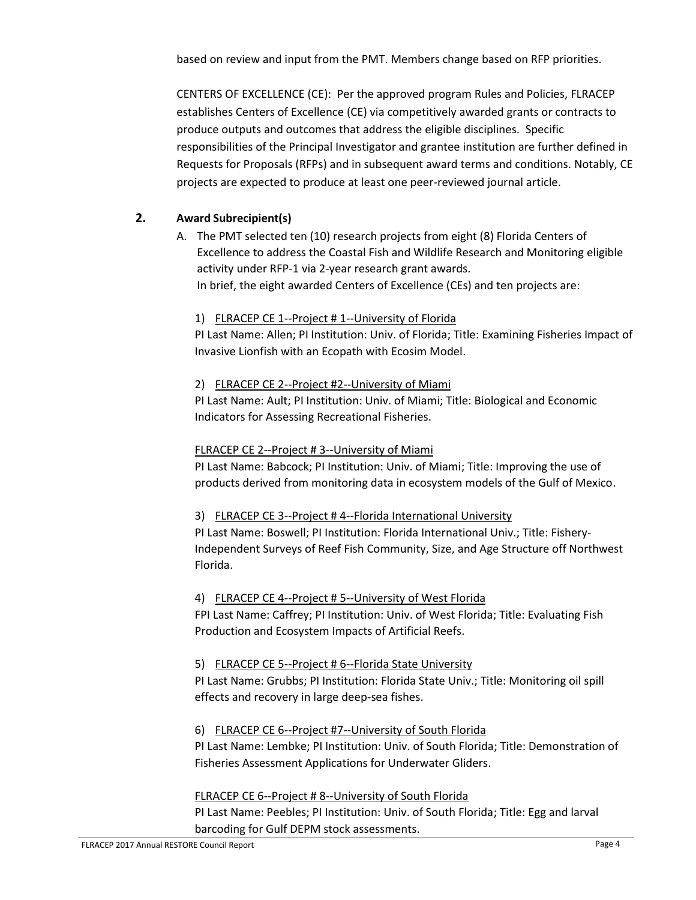based on review and input from the PMT. Members change based on RFP priorities.

CENTERS OF EXCELLENCE (CE): Per the approved program Rules and Policies, FLRACEP establishes Centers of Excellence (CE) via competitively awarded grants or contracts to produce outputs and outcomes that address the eligible disciplines. Specific responsibilities of the Principal Investigator and grantee institution are further defined in Requests for Proposals (RFPs) and in subsequent award terms and conditions. Notably, CE projects are expected to produce at least one peer-reviewed journal article.

## 2. Award Subrecipient(s)

A. The PMT selected ten (10) research projects from eight (8) Florida Centers of Excellence to address the Coastal Fish and Wildlife Research and Monitoring eligible activity under RFP-1 via 2-year research grant awards.
In brief, the eight awarded Centers of Excellence (CEs) and ten projects are:

1) FLRACEP CE 1--Project # 1--University of Florida
PI Last Name: Allen; PI Institution: Univ. of Florida; Title: Examining Fisheries Impact of Invasive Lionfish with an Ecopath with Ecosim Model.

2) FLRACEP CE 2--Project #2--University of Miami
PI Last Name: Ault; PI Institution: Univ. of Miami; Title: Biological and Economic Indicators for Assessing Recreational Fisheries.

FLRACEP CE 2--Project # 3--University of Miami
PI Last Name: Babcock; PI Institution: Univ. of Miami; Title: Improving the use of products derived from monitoring data in ecosystem models of the Gulf of Mexico.

3) FLRACEP CE 3--Project # 4--Florida International University
PI Last Name: Boswell; PI Institution: Florida International Univ.; Title: Fishery-Independent Surveys of Reef Fish Community, Size, and Age Structure off Northwest Florida.

4) FLRACEP CE 4--Project # 5--University of West Florida
FPI Last Name: Caffrey; PI Institution: Univ. of West Florida; Title: Evaluating Fish Production and Ecosystem Impacts of Artificial Reefs.

5) FLRACEP CE 5--Project # 6--Florida State University
PI Last Name: Grubbs; PI Institution: Florida State Univ.; Title: Monitoring oil spill effects and recovery in large deep-sea fishes.

6) FLRACEP CE 6--Project #7--University of South Florida
PI Last Name: Lembke; PI Institution: Univ. of South Florida; Title: Demonstration of Fisheries Assessment Applications for Underwater Gliders.

FLRACEP CE 6--Project # 8--University of South Florida
PI Last Name: Peebles; PI Institution: Univ. of South Florida; Title: Egg and larval barcoding for Gulf DEPM stock assessments.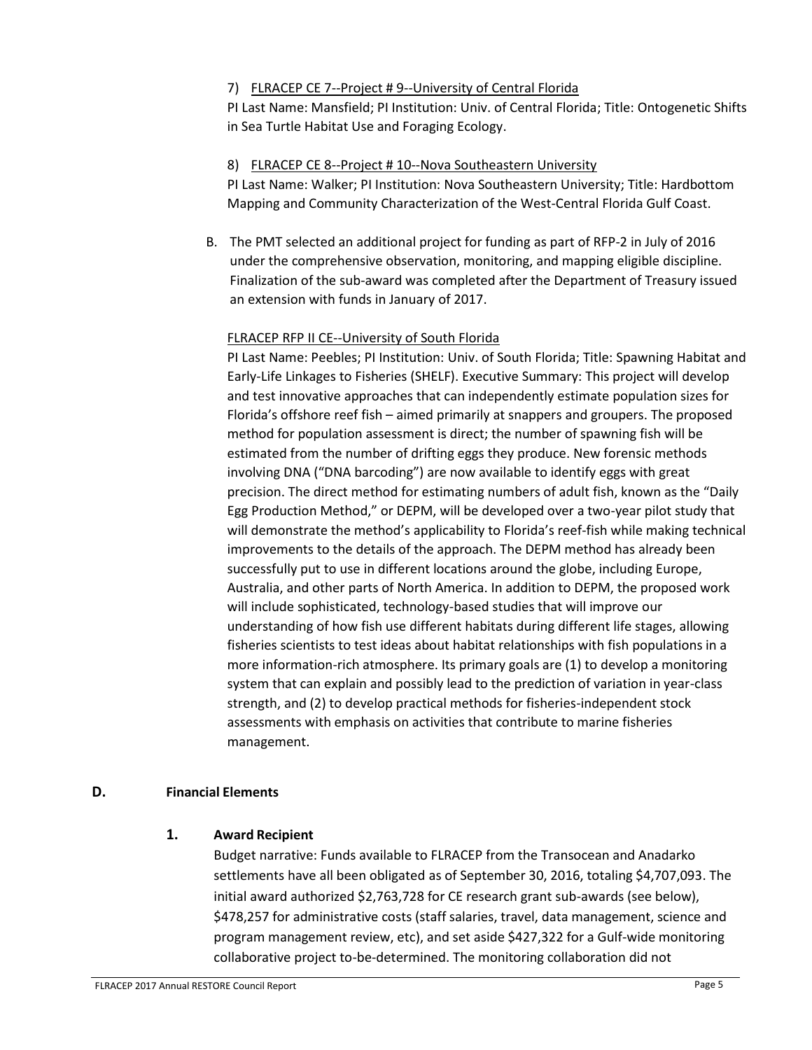7) FLRACEP CE 7--Project # 9--University of Central Florida

PI Last Name: Mansfield; PI Institution: Univ. of Central Florida; Title: Ontogenetic Shifts in Sea Turtle Habitat Use and Foraging Ecology.

8) FLRACEP CE 8--Project # 10--Nova Southeastern University

PI Last Name: Walker; PI Institution: Nova Southeastern University; Title: Hardbottom Mapping and Community Characterization of the West-Central Florida Gulf Coast.

B. The PMT selected an additional project for funding as part of RFP-2 in July of 2016 under the comprehensive observation, monitoring, and mapping eligible discipline. Finalization of the sub-award was completed after the Department of Treasury issued an extension with funds in January of 2017.

FLRACEP RFP II CE--University of South Florida

PI Last Name: Peebles; PI Institution: Univ. of South Florida; Title: Spawning Habitat and Early-Life Linkages to Fisheries (SHELF). Executive Summary: This project will develop and test innovative approaches that can independently estimate population sizes for Florida's offshore reef fish – aimed primarily at snappers and groupers. The proposed method for population assessment is direct; the number of spawning fish will be estimated from the number of drifting eggs they produce. New forensic methods involving DNA ("DNA barcoding") are now available to identify eggs with great precision. The direct method for estimating numbers of adult fish, known as the "Daily Egg Production Method," or DEPM, will be developed over a two-year pilot study that will demonstrate the method's applicability to Florida's reef-fish while making technical improvements to the details of the approach. The DEPM method has already been successfully put to use in different locations around the globe, including Europe, Australia, and other parts of North America. In addition to DEPM, the proposed work will include sophisticated, technology-based studies that will improve our understanding of how fish use different habitats during different life stages, allowing fisheries scientists to test ideas about habitat relationships with fish populations in a more information-rich atmosphere. Its primary goals are (1) to develop a monitoring system that can explain and possibly lead to the prediction of variation in year-class strength, and (2) to develop practical methods for fisheries-independent stock assessments with emphasis on activities that contribute to marine fisheries management.

## D. Financial Elements

### 1. Award Recipient

Budget narrative: Funds available to FLRACEP from the Transocean and Anadarko settlements have all been obligated as of September 30, 2016, totaling $4,707,093. The initial award authorized $2,763,728 for CE research grant sub-awards (see below), $478,257 for administrative costs (staff salaries, travel, data management, science and program management review, etc), and set aside $427,322 for a Gulf-wide monitoring collaborative project to-be-determined. The monitoring collaboration did not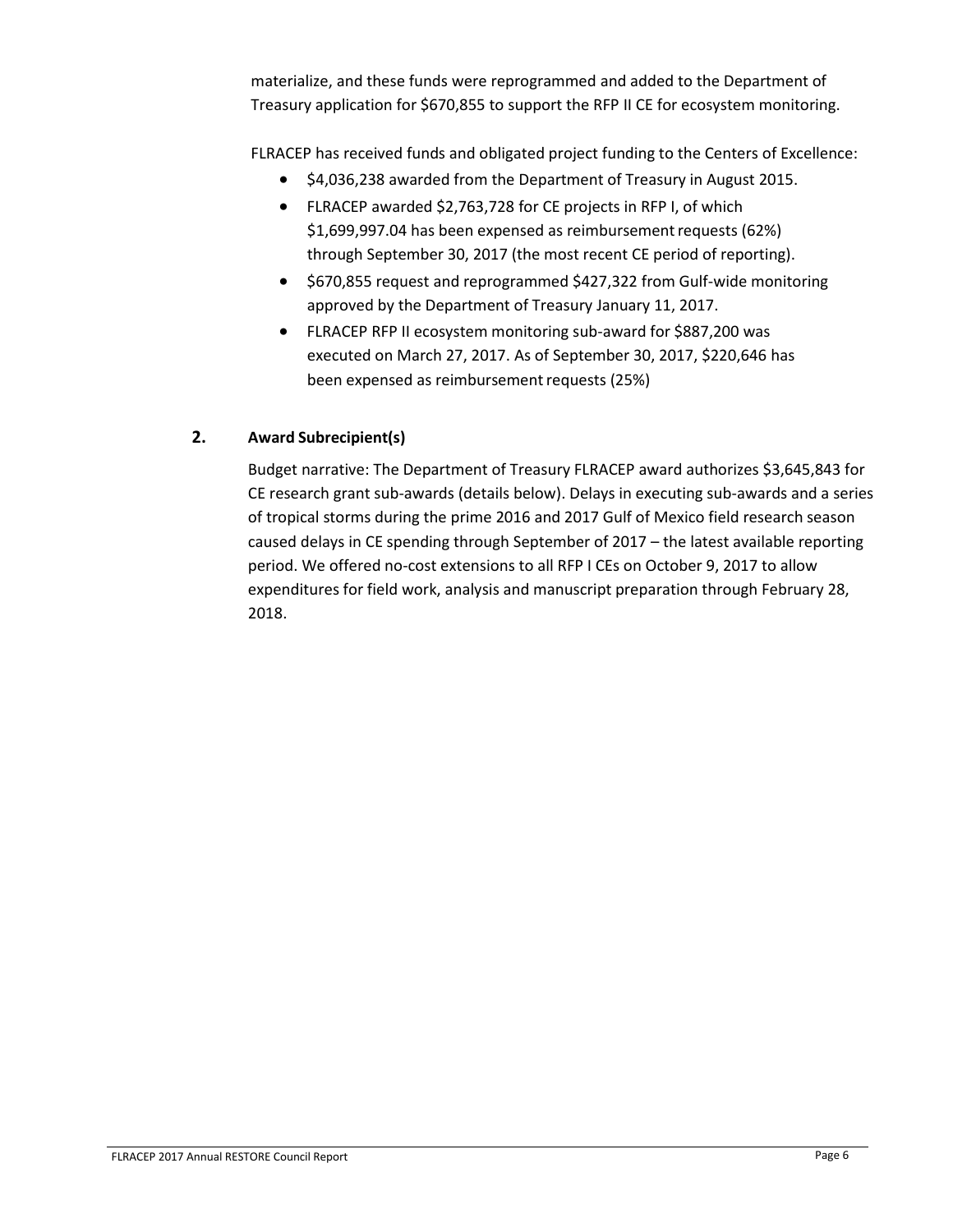materialize, and these funds were reprogrammed and added to the Department of Treasury application for $670,855 to support the RFP II CE for ecosystem monitoring.

FLRACEP has received funds and obligated project funding to the Centers of Excellence:

- $4,036,238 awarded from the Department of Treasury in August 2015.
- FLRACEP awarded $2,763,728 for CE projects in RFP I, of which $1,699,997.04 has been expensed as reimbursement requests (62%) through September 30, 2017 (the most recent CE period of reporting).
- $670,855 request and reprogrammed $427,322 from Gulf-wide monitoring approved by the Department of Treasury January 11, 2017.
- FLRACEP RFP II ecosystem monitoring sub-award for $887,200 was executed on March 27, 2017. As of September 30, 2017, $220,646 has been expensed as reimbursement requests (25%)

## 2. Award Subrecipient(s)

Budget narrative: The Department of Treasury FLRACEP award authorizes $3,645,843 for CE research grant sub-awards (details below). Delays in executing sub-awards and a series of tropical storms during the prime 2016 and 2017 Gulf of Mexico field research season caused delays in CE spending through September of 2017 – the latest available reporting period. We offered no-cost extensions to all RFP I CEs on October 9, 2017 to allow expenditures for field work, analysis and manuscript preparation through February 28, 2018.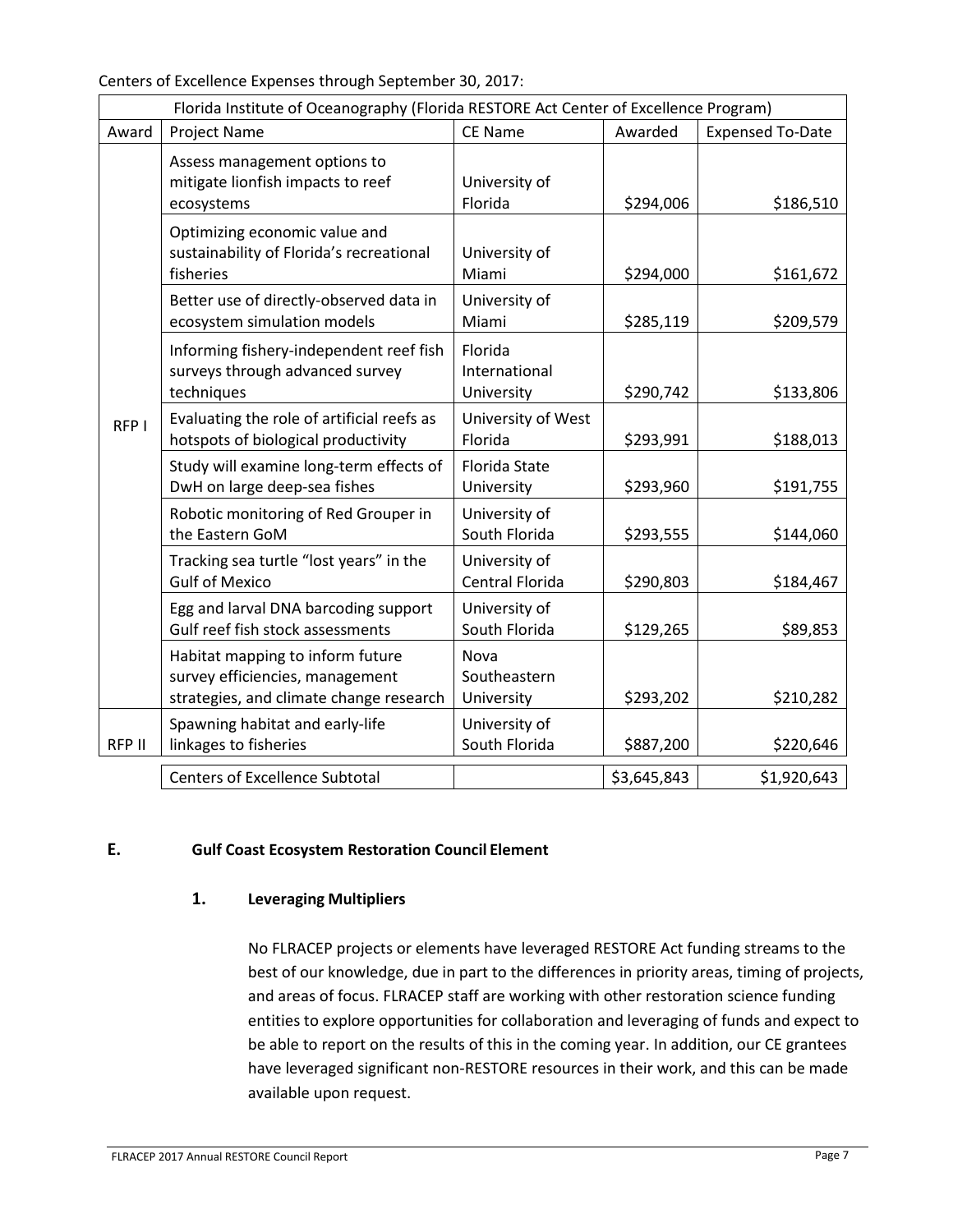Centers of Excellence Expenses through September 30, 2017:

| Florida Institute of Oceanography (Florida RESTORE Act Center of Excellence Program) | | | | |
|---|---|---|---|---|
| Award | Project Name | CE Name | Awarded | Expensed To-Date |
| RFP I | Assess management options to mitigate lionfish impacts to reef ecosystems | University of Florida | $294,006 | $186,510 |
| | Optimizing economic value and sustainability of Florida's recreational fisheries | University of Miami | $294,000 | $161,672 |
| | Better use of directly-observed data in ecosystem simulation models | University of Miami | $285,119 | $209,579 |
| | Informing fishery-independent reef fish surveys through advanced survey techniques | Florida International University | $290,742 | $133,806 |
| | Evaluating the role of artificial reefs as hotspots of biological productivity | University of West Florida | $293,991 | $188,013 |
| | Study will examine long-term effects of DwH on large deep-sea fishes | Florida State University | $293,960 | $191,755 |
| | Robotic monitoring of Red Grouper in the Eastern GoM | University of South Florida | $293,555 | $144,060 |
| | Tracking sea turtle "lost years" in the Gulf of Mexico | University of Central Florida | $290,803 | $184,467 |
| | Egg and larval DNA barcoding support Gulf reef fish stock assessments | University of South Florida | $129,265 | $89,853 |
| | Habitat mapping to inform future survey efficiencies, management strategies, and climate change research | Nova Southeastern University | $293,202 | $210,282 |
| RFP II | Spawning habitat and early-life linkages to fisheries | University of South Florida | $887,200 | $220,646 |
| | Centers of Excellence Subtotal | | $3,645,843 | $1,920,643 |

## E. Gulf Coast Ecosystem Restoration Council Element

### 1. Leveraging Multipliers

No FLRACEP projects or elements have leveraged RESTORE Act funding streams to the best of our knowledge, due in part to the differences in priority areas, timing of projects, and areas of focus. FLRACEP staff are working with other restoration science funding entities to explore opportunities for collaboration and leveraging of funds and expect to be able to report on the results of this in the coming year. In addition, our CE grantees have leveraged significant non-RESTORE resources in their work, and this can be made available upon request.